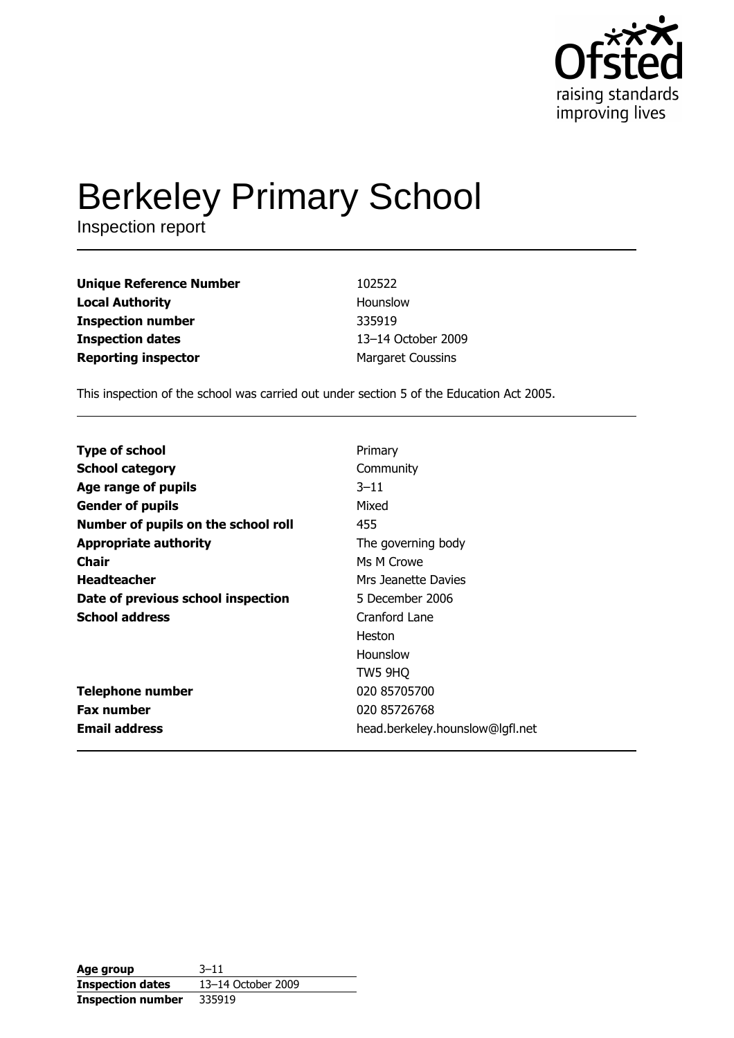Ofsted
raising standards
improving lives

# Berkeley Primary School

Inspection report

| | |
|---|---|
| **Unique Reference Number** | 102522 |
| **Local Authority** | Hounslow |
| **Inspection number** | 335919 |
| **Inspection dates** | 13–14 October 2009 |
| **Reporting inspector** | Margaret Coussins |

This inspection of the school was carried out under section 5 of the Education Act 2005.

| | |
|---|---|
| **Type of school** | Primary |
| **School category** | Community |
| **Age range of pupils** | 3–11 |
| **Gender of pupils** | Mixed |
| **Number of pupils on the school roll** | 455 |
| **Appropriate authority** | The governing body |
| **Chair** | Ms M Crowe |
| **Headteacher** | Mrs Jeanette Davies |
| **Date of previous school inspection** | 5 December 2006 |
| **School address** | Cranford Lane<br>Heston<br>Hounslow<br>TW5 9HQ |
| **Telephone number** | 020 85705700 |
| **Fax number** | 020 85726768 |
| **Email address** | head.berkeley.hounslow@lgfl.net |

| | |
|---|---|
| **Age group** | 3–11 |
| **Inspection dates** | 13–14 October 2009 |
| **Inspection number** | 335919 |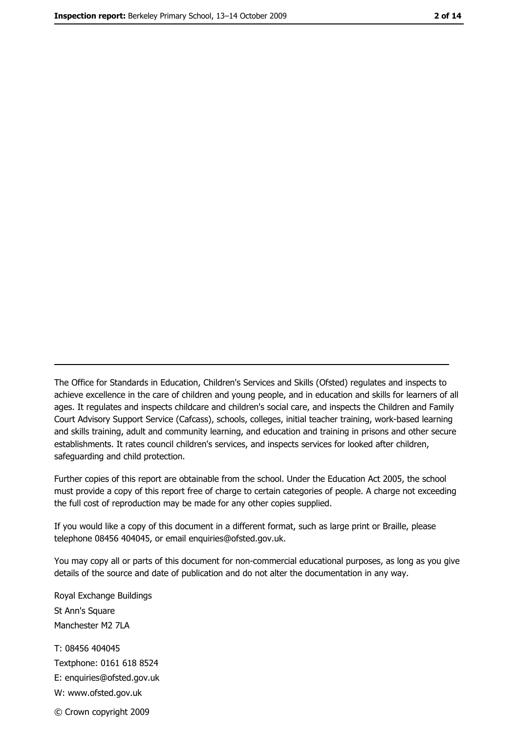The Office for Standards in Education, Children's Services and Skills (Ofsted) regulates and inspects to achieve excellence in the care of children and young people, and in education and skills for learners of all ages. It regulates and inspects childcare and children's social care, and inspects the Children and Family Court Advisory Support Service (Cafcass), schools, colleges, initial teacher training, work-based learning and skills training, adult and community learning, and education and training in prisons and other secure establishments. It rates council children's services, and inspects services for looked after children, safeguarding and child protection.

Further copies of this report are obtainable from the school. Under the Education Act 2005, the school must provide a copy of this report free of charge to certain categories of people. A charge not exceeding the full cost of reproduction may be made for any other copies supplied.

If you would like a copy of this document in a different format, such as large print or Braille, please telephone 08456 404045, or email enquiries@ofsted.gov.uk.

You may copy all or parts of this document for non-commercial educational purposes, as long as you give details of the source and date of publication and do not alter the documentation in any way.

Royal Exchange Buildings
St Ann's Square
Manchester M2 7LA

T: 08456 404045
Textphone: 0161 618 8524
E: enquiries@ofsted.gov.uk
W: www.ofsted.gov.uk

© Crown copyright 2009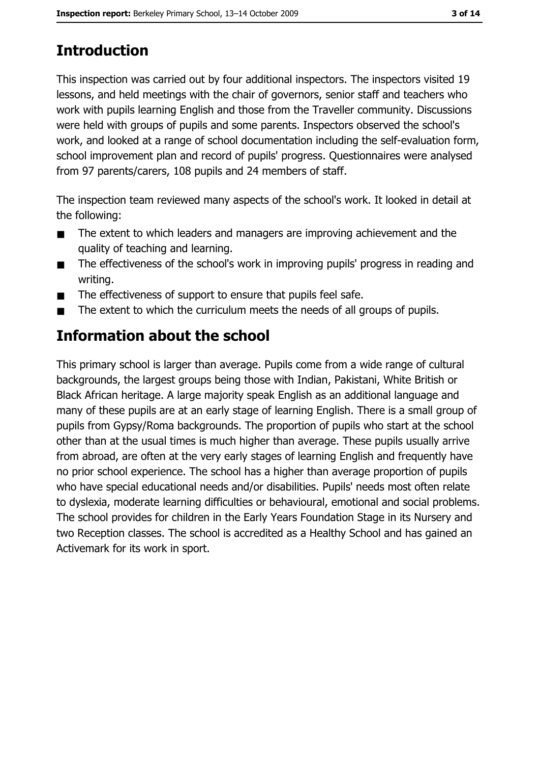## Introduction

This inspection was carried out by four additional inspectors. The inspectors visited 19 lessons, and held meetings with the chair of governors, senior staff and teachers who work with pupils learning English and those from the Traveller community. Discussions were held with groups of pupils and some parents. Inspectors observed the school's work, and looked at a range of school documentation including the self-evaluation form, school improvement plan and record of pupils' progress. Questionnaires were analysed from 97 parents/carers, 108 pupils and 24 members of staff.

The inspection team reviewed many aspects of the school's work. It looked in detail at the following:

- The extent to which leaders and managers are improving achievement and the quality of teaching and learning.
- The effectiveness of the school's work in improving pupils' progress in reading and writing.
- The effectiveness of support to ensure that pupils feel safe.
- The extent to which the curriculum meets the needs of all groups of pupils.

## Information about the school

This primary school is larger than average. Pupils come from a wide range of cultural backgrounds, the largest groups being those with Indian, Pakistani, White British or Black African heritage. A large majority speak English as an additional language and many of these pupils are at an early stage of learning English. There is a small group of pupils from Gypsy/Roma backgrounds. The proportion of pupils who start at the school other than at the usual times is much higher than average. These pupils usually arrive from abroad, are often at the very early stages of learning English and frequently have no prior school experience. The school has a higher than average proportion of pupils who have special educational needs and/or disabilities. Pupils' needs most often relate to dyslexia, moderate learning difficulties or behavioural, emotional and social problems. The school provides for children in the Early Years Foundation Stage in its Nursery and two Reception classes. The school is accredited as a Healthy School and has gained an Activemark for its work in sport.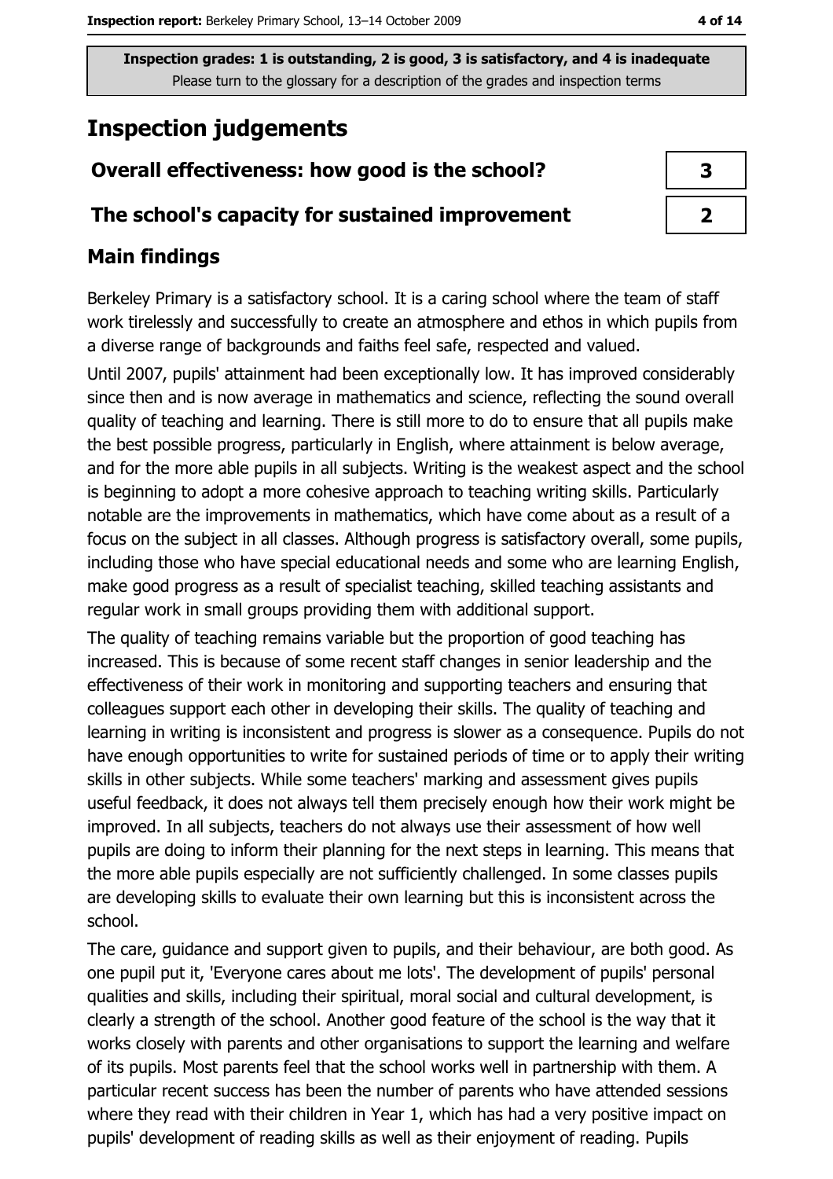Inspection grades: 1 is outstanding, 2 is good, 3 is satisfactory, and 4 is inadequate
Please turn to the glossary for a description of the grades and inspection terms

# Inspection judgements

| Overall effectiveness: how good is the school? | 3 |
|---|---|
| The school's capacity for sustained improvement | 2 |

## Main findings

Berkeley Primary is a satisfactory school. It is a caring school where the team of staff work tirelessly and successfully to create an atmosphere and ethos in which pupils from a diverse range of backgrounds and faiths feel safe, respected and valued.

Until 2007, pupils' attainment had been exceptionally low. It has improved considerably since then and is now average in mathematics and science, reflecting the sound overall quality of teaching and learning. There is still more to do to ensure that all pupils make the best possible progress, particularly in English, where attainment is below average, and for the more able pupils in all subjects. Writing is the weakest aspect and the school is beginning to adopt a more cohesive approach to teaching writing skills. Particularly notable are the improvements in mathematics, which have come about as a result of a focus on the subject in all classes. Although progress is satisfactory overall, some pupils, including those who have special educational needs and some who are learning English, make good progress as a result of specialist teaching, skilled teaching assistants and regular work in small groups providing them with additional support.

The quality of teaching remains variable but the proportion of good teaching has increased. This is because of some recent staff changes in senior leadership and the effectiveness of their work in monitoring and supporting teachers and ensuring that colleagues support each other in developing their skills. The quality of teaching and learning in writing is inconsistent and progress is slower as a consequence. Pupils do not have enough opportunities to write for sustained periods of time or to apply their writing skills in other subjects. While some teachers' marking and assessment gives pupils useful feedback, it does not always tell them precisely enough how their work might be improved. In all subjects, teachers do not always use their assessment of how well pupils are doing to inform their planning for the next steps in learning. This means that the more able pupils especially are not sufficiently challenged. In some classes pupils are developing skills to evaluate their own learning but this is inconsistent across the school.

The care, guidance and support given to pupils, and their behaviour, are both good. As one pupil put it, 'Everyone cares about me lots'. The development of pupils' personal qualities and skills, including their spiritual, moral social and cultural development, is clearly a strength of the school. Another good feature of the school is the way that it works closely with parents and other organisations to support the learning and welfare of its pupils. Most parents feel that the school works well in partnership with them. A particular recent success has been the number of parents who have attended sessions where they read with their children in Year 1, which has had a very positive impact on pupils' development of reading skills as well as their enjoyment of reading. Pupils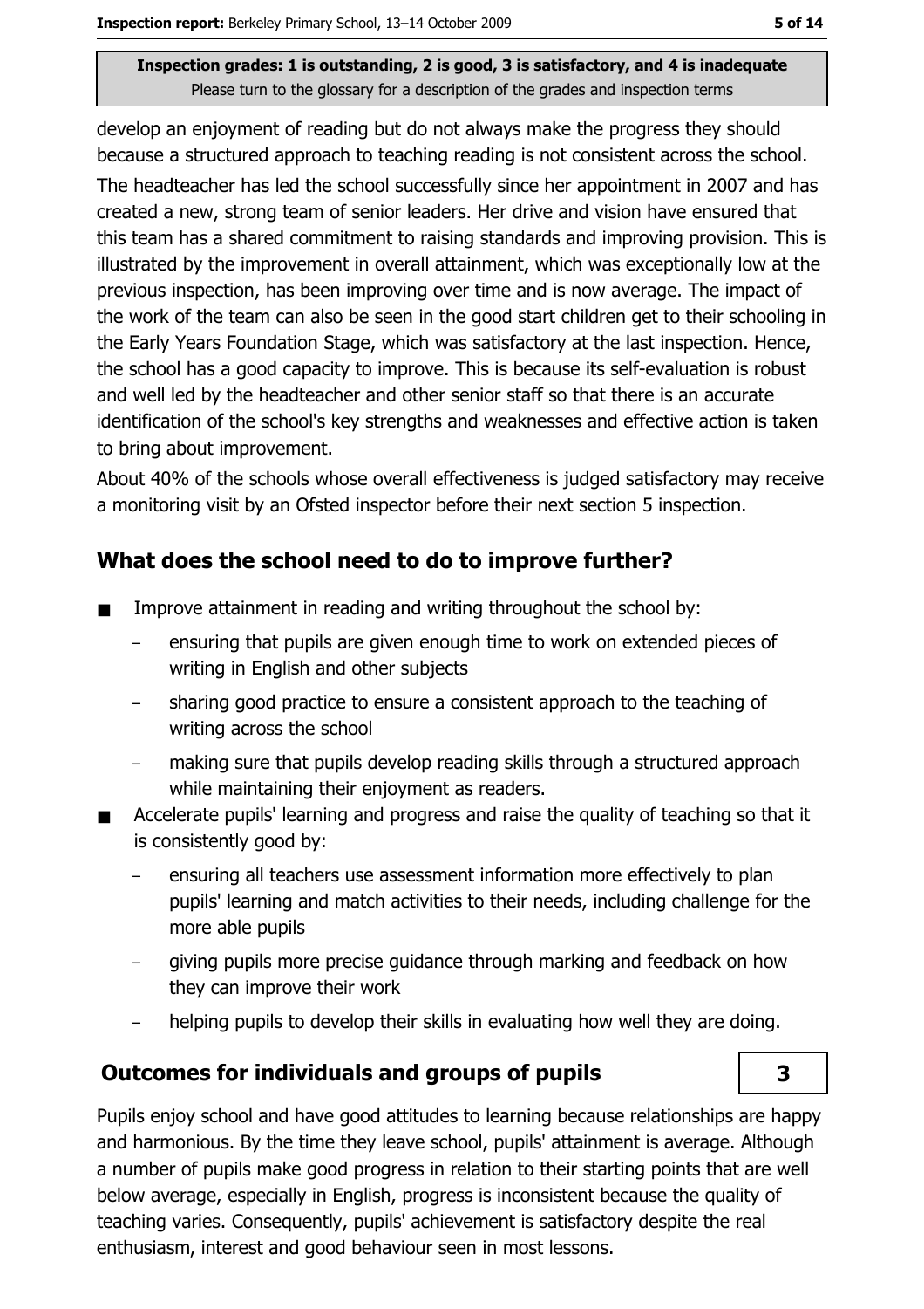develop an enjoyment of reading but do not always make the progress they should because a structured approach to teaching reading is not consistent across the school.

The headteacher has led the school successfully since her appointment in 2007 and has created a new, strong team of senior leaders. Her drive and vision have ensured that this team has a shared commitment to raising standards and improving provision. This is illustrated by the improvement in overall attainment, which was exceptionally low at the previous inspection, has been improving over time and is now average. The impact of the work of the team can also be seen in the good start children get to their schooling in the Early Years Foundation Stage, which was satisfactory at the last inspection. Hence, the school has a good capacity to improve. This is because its self-evaluation is robust and well led by the headteacher and other senior staff so that there is an accurate identification of the school's key strengths and weaknesses and effective action is taken to bring about improvement.

About 40% of the schools whose overall effectiveness is judged satisfactory may receive a monitoring visit by an Ofsted inspector before their next section 5 inspection.

## What does the school need to do to improve further?

- Improve attainment in reading and writing throughout the school by:
  - ensuring that pupils are given enough time to work on extended pieces of writing in English and other subjects
  - sharing good practice to ensure a consistent approach to the teaching of writing across the school
  - making sure that pupils develop reading skills through a structured approach while maintaining their enjoyment as readers.
- Accelerate pupils' learning and progress and raise the quality of teaching so that it is consistently good by:
  - ensuring all teachers use assessment information more effectively to plan pupils' learning and match activities to their needs, including challenge for the more able pupils
  - giving pupils more precise guidance through marking and feedback on how they can improve their work
  - helping pupils to develop their skills in evaluating how well they are doing.

## Outcomes for individuals and groups of pupils — 3

Pupils enjoy school and have good attitudes to learning because relationships are happy and harmonious. By the time they leave school, pupils' attainment is average. Although a number of pupils make good progress in relation to their starting points that are well below average, especially in English, progress is inconsistent because the quality of teaching varies. Consequently, pupils' achievement is satisfactory despite the real enthusiasm, interest and good behaviour seen in most lessons.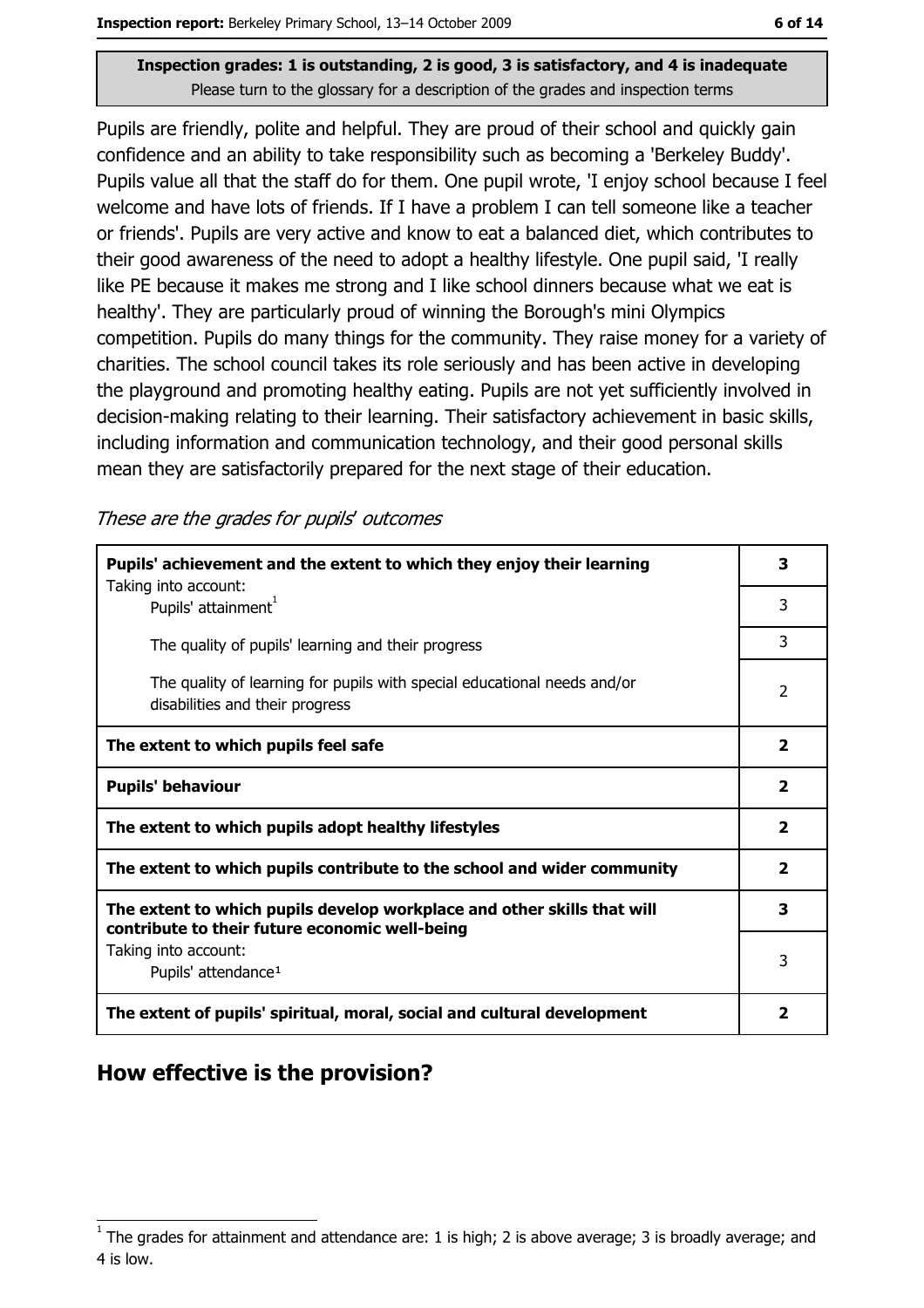**Inspection grades: 1 is outstanding, 2 is good, 3 is satisfactory, and 4 is inadequate**
Please turn to the glossary for a description of the grades and inspection terms

Pupils are friendly, polite and helpful. They are proud of their school and quickly gain confidence and an ability to take responsibility such as becoming a 'Berkeley Buddy'. Pupils value all that the staff do for them. One pupil wrote, 'I enjoy school because I feel welcome and have lots of friends. If I have a problem I can tell someone like a teacher or friends'. Pupils are very active and know to eat a balanced diet, which contributes to their good awareness of the need to adopt a healthy lifestyle. One pupil said, 'I really like PE because it makes me strong and I like school dinners because what we eat is healthy'. They are particularly proud of winning the Borough's mini Olympics competition. Pupils do many things for the community. They raise money for a variety of charities. The school council takes its role seriously and has been active in developing the playground and promoting healthy eating. Pupils are not yet sufficiently involved in decision-making relating to their learning. Their satisfactory achievement in basic skills, including information and communication technology, and their good personal skills mean they are satisfactorily prepared for the next stage of their education.

*These are the grades for pupils' outcomes*

| | |
|---|---|
| **Pupils' achievement and the extent to which they enjoy their learning** | **3** |
| Taking into account: Pupils' attainment[1] | 3 |
| The quality of pupils' learning and their progress | 3 |
| The quality of learning for pupils with special educational needs and/or disabilities and their progress | 2 |
| **The extent to which pupils feel safe** | **2** |
| **Pupils' behaviour** | **2** |
| **The extent to which pupils adopt healthy lifestyles** | **2** |
| **The extent to which pupils contribute to the school and wider community** | **2** |
| **The extent to which pupils develop workplace and other skills that will contribute to their future economic well-being** | **3** |
| Taking into account: Pupils' attendance[1] | 3 |
| **The extent of pupils' spiritual, moral, social and cultural development** | **2** |

## How effective is the provision?

[1] The grades for attainment and attendance are: 1 is high; 2 is above average; 3 is broadly average; and 4 is low.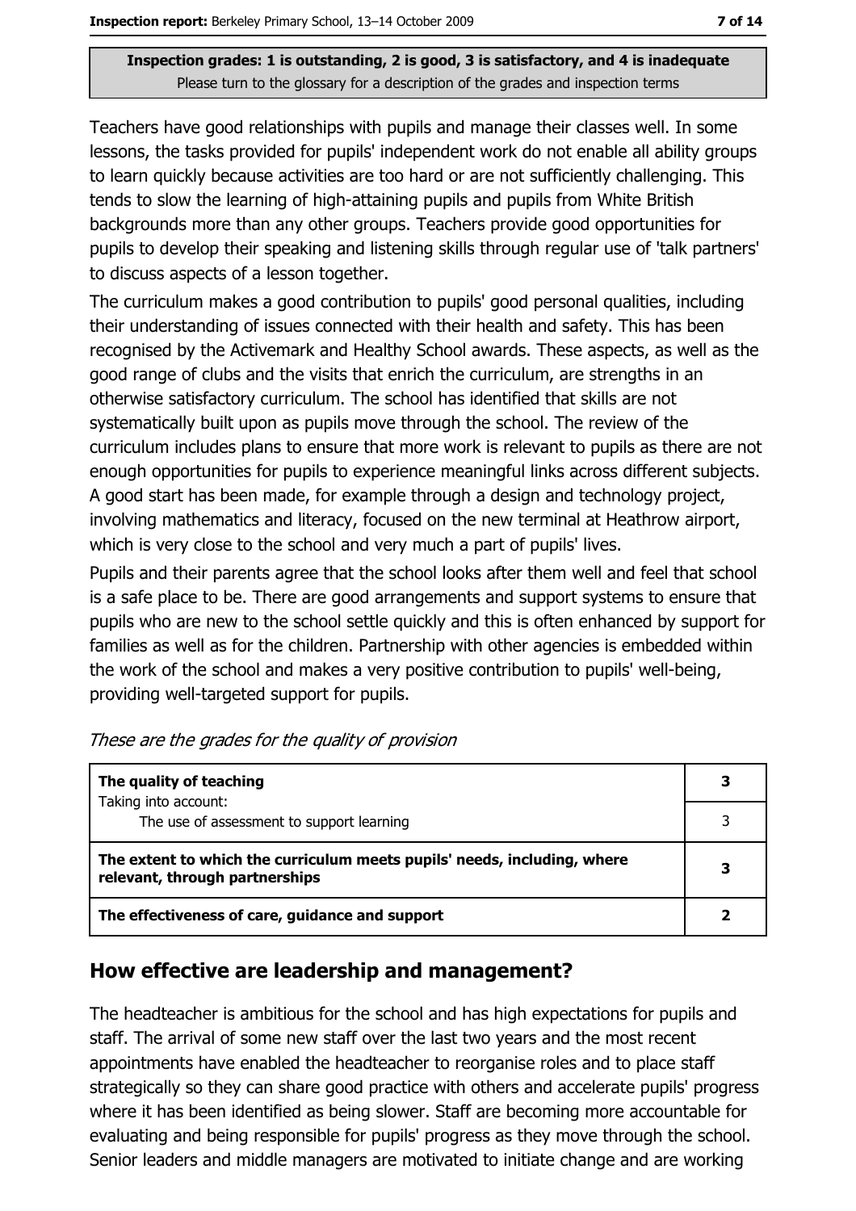**Inspection grades: 1 is outstanding, 2 is good, 3 is satisfactory, and 4 is inadequate**
Please turn to the glossary for a description of the grades and inspection terms

Teachers have good relationships with pupils and manage their classes well. In some lessons, the tasks provided for pupils' independent work do not enable all ability groups to learn quickly because activities are too hard or are not sufficiently challenging. This tends to slow the learning of high-attaining pupils and pupils from White British backgrounds more than any other groups. Teachers provide good opportunities for pupils to develop their speaking and listening skills through regular use of 'talk partners' to discuss aspects of a lesson together.

The curriculum makes a good contribution to pupils' good personal qualities, including their understanding of issues connected with their health and safety. This has been recognised by the Activemark and Healthy School awards. These aspects, as well as the good range of clubs and the visits that enrich the curriculum, are strengths in an otherwise satisfactory curriculum. The school has identified that skills are not systematically built upon as pupils move through the school. The review of the curriculum includes plans to ensure that more work is relevant to pupils as there are not enough opportunities for pupils to experience meaningful links across different subjects. A good start has been made, for example through a design and technology project, involving mathematics and literacy, focused on the new terminal at Heathrow airport, which is very close to the school and very much a part of pupils' lives.

Pupils and their parents agree that the school looks after them well and feel that school is a safe place to be. There are good arrangements and support systems to ensure that pupils who are new to the school settle quickly and this is often enhanced by support for families as well as for the children. Partnership with other agencies is embedded within the work of the school and makes a very positive contribution to pupils' well-being, providing well-targeted support for pupils.

*These are the grades for the quality of provision*

| | |
|---|---|
| **The quality of teaching** | **3** |
| Taking into account: The use of assessment to support learning | 3 |
| **The extent to which the curriculum meets pupils' needs, including, where relevant, through partnerships** | **3** |
| **The effectiveness of care, guidance and support** | **2** |

## How effective are leadership and management?

The headteacher is ambitious for the school and has high expectations for pupils and staff. The arrival of some new staff over the last two years and the most recent appointments have enabled the headteacher to reorganise roles and to place staff strategically so they can share good practice with others and accelerate pupils' progress where it has been identified as being slower. Staff are becoming more accountable for evaluating and being responsible for pupils' progress as they move through the school. Senior leaders and middle managers are motivated to initiate change and are working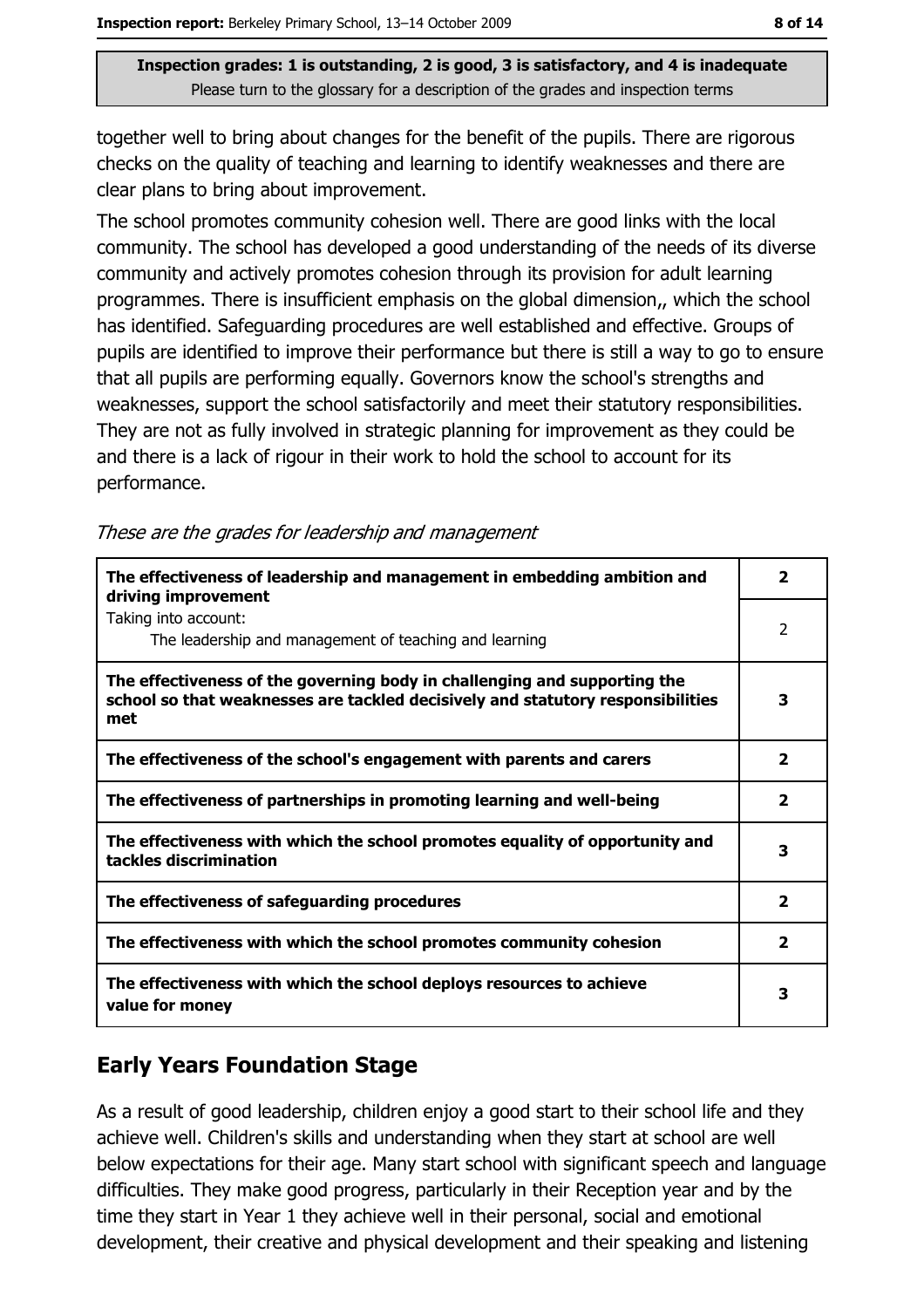together well to bring about changes for the benefit of the pupils. There are rigorous checks on the quality of teaching and learning to identify weaknesses and there are clear plans to bring about improvement.

The school promotes community cohesion well. There are good links with the local community. The school has developed a good understanding of the needs of its diverse community and actively promotes cohesion through its provision for adult learning programmes. There is insufficient emphasis on the global dimension,, which the school has identified. Safeguarding procedures are well established and effective. Groups of pupils are identified to improve their performance but there is still a way to go to ensure that all pupils are performing equally. Governors know the school's strengths and weaknesses, support the school satisfactorily and meet their statutory responsibilities. They are not as fully involved in strategic planning for improvement as they could be and there is a lack of rigour in their work to hold the school to account for its performance.

*These are the grades for leadership and management*

| | |
|---|---|
| **The effectiveness of leadership and management in embedding ambition and driving improvement** | **2** |
| Taking into account: The leadership and management of teaching and learning | 2 |
| **The effectiveness of the governing body in challenging and supporting the school so that weaknesses are tackled decisively and statutory responsibilities met** | **3** |
| **The effectiveness of the school's engagement with parents and carers** | **2** |
| **The effectiveness of partnerships in promoting learning and well-being** | **2** |
| **The effectiveness with which the school promotes equality of opportunity and tackles discrimination** | **3** |
| **The effectiveness of safeguarding procedures** | **2** |
| **The effectiveness with which the school promotes community cohesion** | **2** |
| **The effectiveness with which the school deploys resources to achieve value for money** | **3** |

## Early Years Foundation Stage

As a result of good leadership, children enjoy a good start to their school life and they achieve well. Children's skills and understanding when they start at school are well below expectations for their age. Many start school with significant speech and language difficulties. They make good progress, particularly in their Reception year and by the time they start in Year 1 they achieve well in their personal, social and emotional development, their creative and physical development and their speaking and listening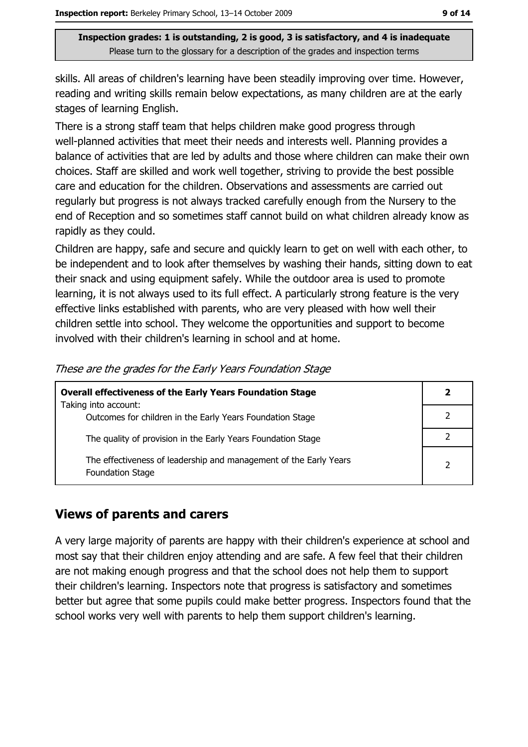skills. All areas of children's learning have been steadily improving over time. However, reading and writing skills remain below expectations, as many children are at the early stages of learning English.

There is a strong staff team that helps children make good progress through well-planned activities that meet their needs and interests well. Planning provides a balance of activities that are led by adults and those where children can make their own choices. Staff are skilled and work well together, striving to provide the best possible care and education for the children. Observations and assessments are carried out regularly but progress is not always tracked carefully enough from the Nursery to the end of Reception and so sometimes staff cannot build on what children already know as rapidly as they could.

Children are happy, safe and secure and quickly learn to get on well with each other, to be independent and to look after themselves by washing their hands, sitting down to eat their snack and using equipment safely. While the outdoor area is used to promote learning, it is not always used to its full effect. A particularly strong feature is the very effective links established with parents, who are very pleased with how well their children settle into school. They welcome the opportunities and support to become involved with their children's learning in school and at home.

*These are the grades for the Early Years Foundation Stage*

| **Overall effectiveness of the Early Years Foundation Stage** Taking into account: | **2** |
|---|---|
| Outcomes for children in the Early Years Foundation Stage | 2 |
| The quality of provision in the Early Years Foundation Stage | 2 |
| The effectiveness of leadership and management of the Early Years Foundation Stage | 2 |

## Views of parents and carers

A very large majority of parents are happy with their children's experience at school and most say that their children enjoy attending and are safe. A few feel that their children are not making enough progress and that the school does not help them to support their children's learning. Inspectors note that progress is satisfactory and sometimes better but agree that some pupils could make better progress. Inspectors found that the school works very well with parents to help them support children's learning.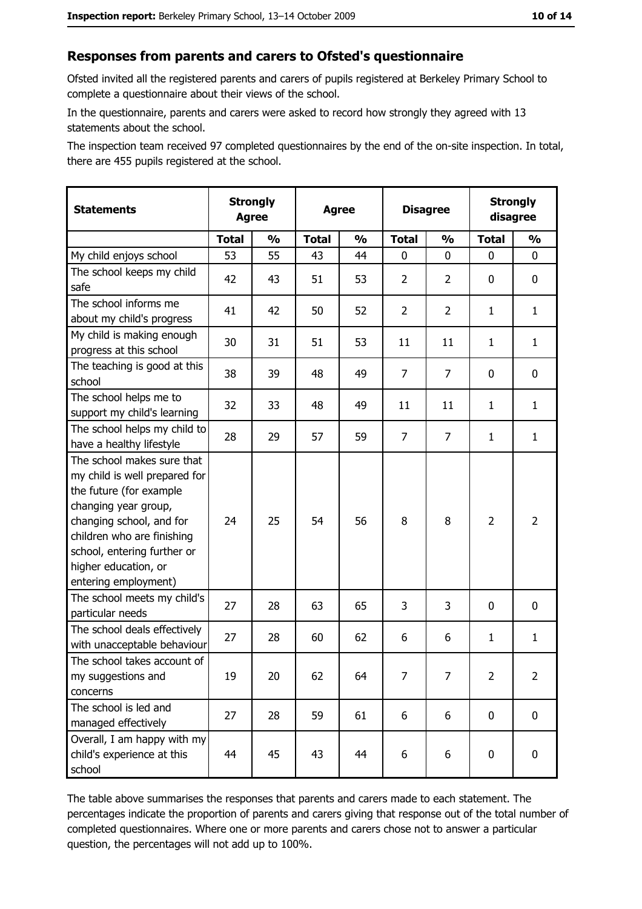## Responses from parents and carers to Ofsted's questionnaire

Ofsted invited all the registered parents and carers of pupils registered at Berkeley Primary School to complete a questionnaire about their views of the school.

In the questionnaire, parents and carers were asked to record how strongly they agreed with 13 statements about the school.

The inspection team received 97 completed questionnaires by the end of the on-site inspection. In total, there are 455 pupils registered at the school.

| Statements | Strongly Agree | | Agree | | Disagree | | Strongly disagree | |
|---|---|---|---|---|---|---|---|---|
| | Total | % | Total | % | Total | % | Total | % |
| My child enjoys school | 53 | 55 | 43 | 44 | 0 | 0 | 0 | 0 |
| The school keeps my child safe | 42 | 43 | 51 | 53 | 2 | 2 | 0 | 0 |
| The school informs me about my child's progress | 41 | 42 | 50 | 52 | 2 | 2 | 1 | 1 |
| My child is making enough progress at this school | 30 | 31 | 51 | 53 | 11 | 11 | 1 | 1 |
| The teaching is good at this school | 38 | 39 | 48 | 49 | 7 | 7 | 0 | 0 |
| The school helps me to support my child's learning | 32 | 33 | 48 | 49 | 11 | 11 | 1 | 1 |
| The school helps my child to have a healthy lifestyle | 28 | 29 | 57 | 59 | 7 | 7 | 1 | 1 |
| The school makes sure that my child is well prepared for the future (for example changing year group, changing school, and for children who are finishing school, entering further or higher education, or entering employment) | 24 | 25 | 54 | 56 | 8 | 8 | 2 | 2 |
| The school meets my child's particular needs | 27 | 28 | 63 | 65 | 3 | 3 | 0 | 0 |
| The school deals effectively with unacceptable behaviour | 27 | 28 | 60 | 62 | 6 | 6 | 1 | 1 |
| The school takes account of my suggestions and concerns | 19 | 20 | 62 | 64 | 7 | 7 | 2 | 2 |
| The school is led and managed effectively | 27 | 28 | 59 | 61 | 6 | 6 | 0 | 0 |
| Overall, I am happy with my child's experience at this school | 44 | 45 | 43 | 44 | 6 | 6 | 0 | 0 |

The table above summarises the responses that parents and carers made to each statement. The percentages indicate the proportion of parents and carers giving that response out of the total number of completed questionnaires. Where one or more parents and carers chose not to answer a particular question, the percentages will not add up to 100%.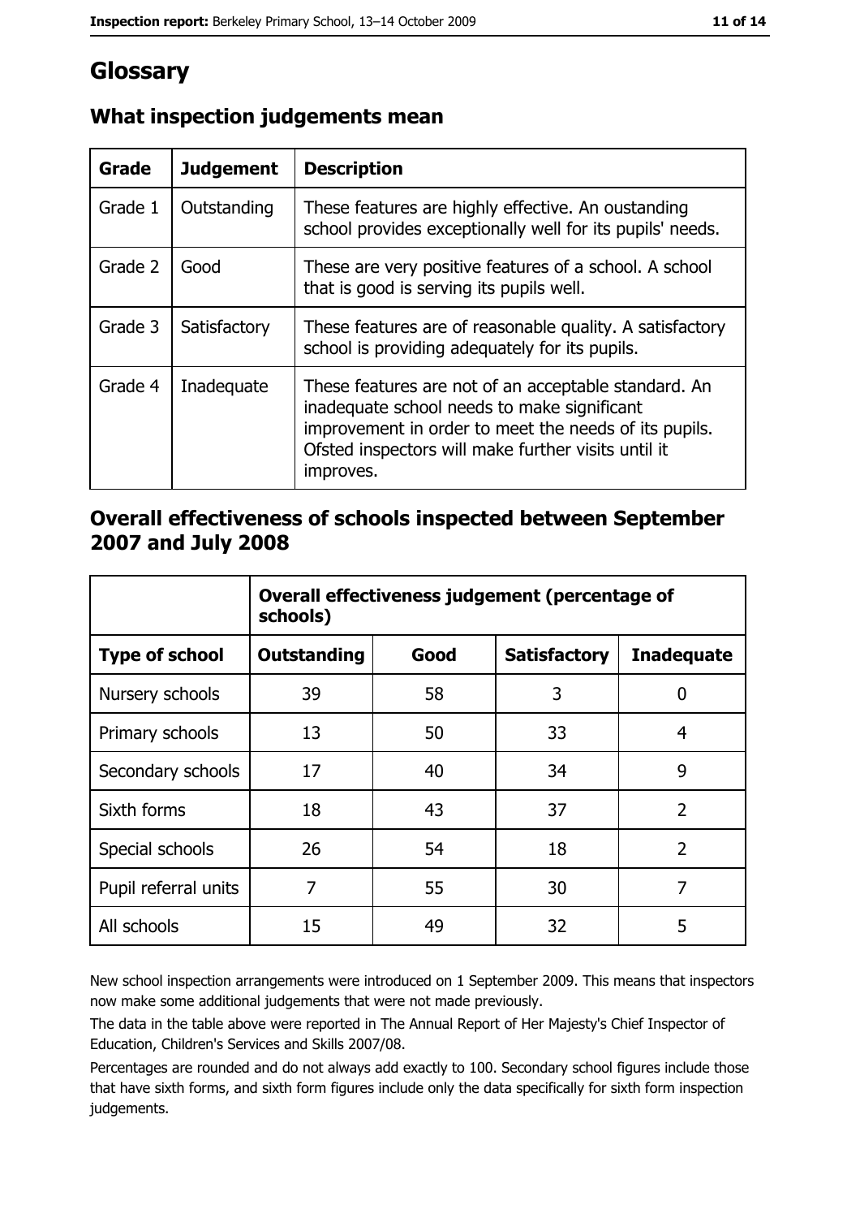# Glossary

## What inspection judgements mean

| Grade | Judgement | Description |
|---|---|---|
| Grade 1 | Outstanding | These features are highly effective. An oustanding school provides exceptionally well for its pupils' needs. |
| Grade 2 | Good | These are very positive features of a school. A school that is good is serving its pupils well. |
| Grade 3 | Satisfactory | These features are of reasonable quality. A satisfactory school is providing adequately for its pupils. |
| Grade 4 | Inadequate | These features are not of an acceptable standard. An inadequate school needs to make significant improvement in order to meet the needs of its pupils. Ofsted inspectors will make further visits until it improves. |

## Overall effectiveness of schools inspected between September 2007 and July 2008

| | Overall effectiveness judgement (percentage of schools) | | | |
|---|---|---|---|---|
| **Type of school** | **Outstanding** | **Good** | **Satisfactory** | **Inadequate** |
| Nursery schools | 39 | 58 | 3 | 0 |
| Primary schools | 13 | 50 | 33 | 4 |
| Secondary schools | 17 | 40 | 34 | 9 |
| Sixth forms | 18 | 43 | 37 | 2 |
| Special schools | 26 | 54 | 18 | 2 |
| Pupil referral units | 7 | 55 | 30 | 7 |
| All schools | 15 | 49 | 32 | 5 |

New school inspection arrangements were introduced on 1 September 2009. This means that inspectors now make some additional judgements that were not made previously.

The data in the table above were reported in The Annual Report of Her Majesty's Chief Inspector of Education, Children's Services and Skills 2007/08.

Percentages are rounded and do not always add exactly to 100. Secondary school figures include those that have sixth forms, and sixth form figures include only the data specifically for sixth form inspection judgements.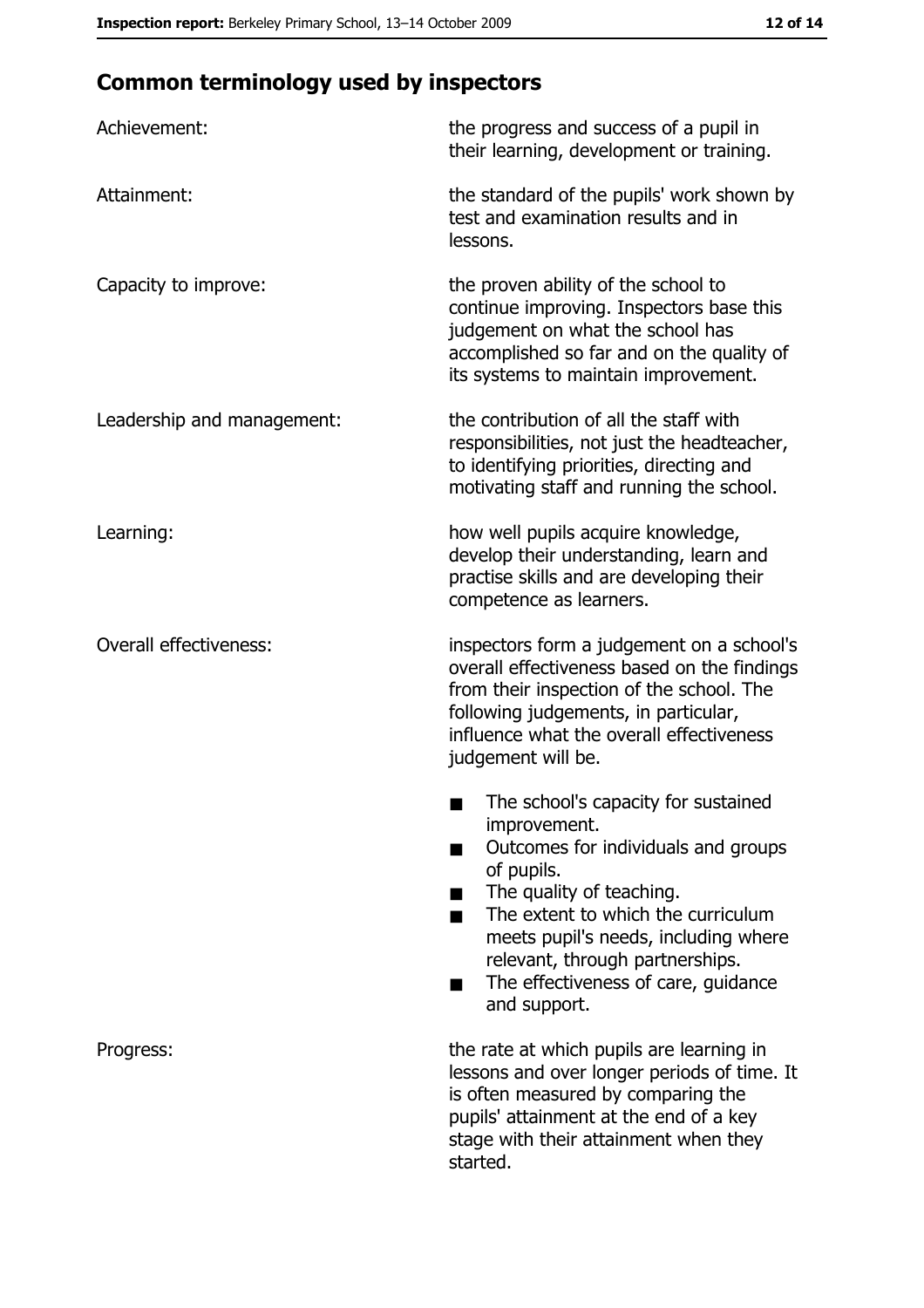## Common terminology used by inspectors

| | |
|---|---|
| Achievement: | the progress and success of a pupil in their learning, development or training. |
| Attainment: | the standard of the pupils' work shown by test and examination results and in lessons. |
| Capacity to improve: | the proven ability of the school to continue improving. Inspectors base this judgement on what the school has accomplished so far and on the quality of its systems to maintain improvement. |
| Leadership and management: | the contribution of all the staff with responsibilities, not just the headteacher, to identifying priorities, directing and motivating staff and running the school. |
| Learning: | how well pupils acquire knowledge, develop their understanding, learn and practise skills and are developing their competence as learners. |
| Overall effectiveness: | inspectors form a judgement on a school's overall effectiveness based on the findings from their inspection of the school. The following judgements, in particular, influence what the overall effectiveness judgement will be.<br>■ The school's capacity for sustained improvement.<br>■ Outcomes for individuals and groups of pupils.<br>■ The quality of teaching.<br>■ The extent to which the curriculum meets pupil's needs, including where relevant, through partnerships.<br>■ The effectiveness of care, guidance and support. |
| Progress: | the rate at which pupils are learning in lessons and over longer periods of time. It is often measured by comparing the pupils' attainment at the end of a key stage with their attainment when they started. |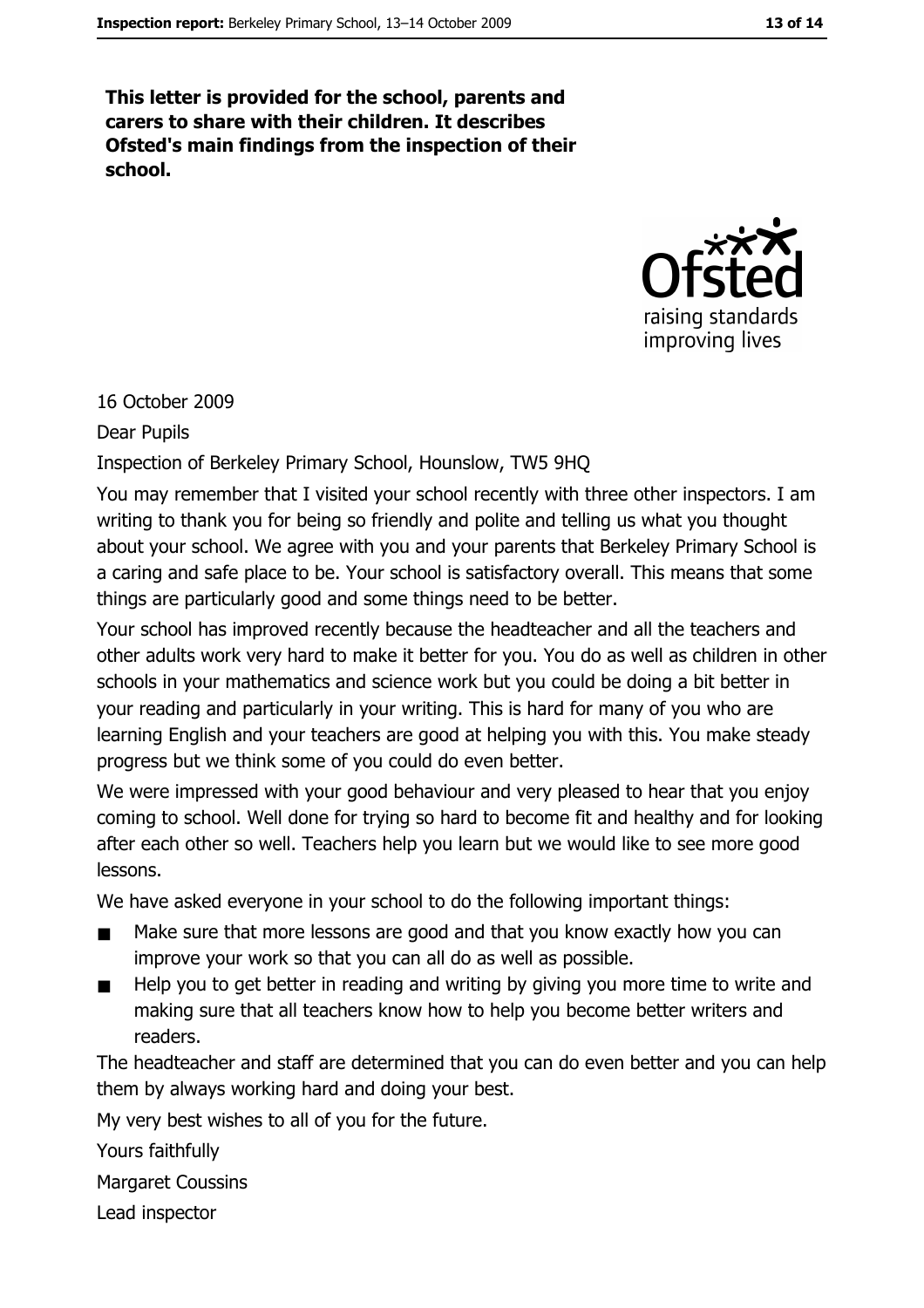**This letter is provided for the school, parents and carers to share with their children. It describes Ofsted's main findings from the inspection of their school.**

16 October 2009

Dear Pupils

Inspection of Berkeley Primary School, Hounslow, TW5 9HQ

You may remember that I visited your school recently with three other inspectors. I am writing to thank you for being so friendly and polite and telling us what you thought about your school. We agree with you and your parents that Berkeley Primary School is a caring and safe place to be. Your school is satisfactory overall. This means that some things are particularly good and some things need to be better.

Your school has improved recently because the headteacher and all the teachers and other adults work very hard to make it better for you. You do as well as children in other schools in your mathematics and science work but you could be doing a bit better in your reading and particularly in your writing. This is hard for many of you who are learning English and your teachers are good at helping you with this. You make steady progress but we think some of you could do even better.

We were impressed with your good behaviour and very pleased to hear that you enjoy coming to school. Well done for trying so hard to become fit and healthy and for looking after each other so well. Teachers help you learn but we would like to see more good lessons.

We have asked everyone in your school to do the following important things:

- Make sure that more lessons are good and that you know exactly how you can improve your work so that you can all do as well as possible.
- Help you to get better in reading and writing by giving you more time to write and making sure that all teachers know how to help you become better writers and readers.

The headteacher and staff are determined that you can do even better and you can help them by always working hard and doing your best.

My very best wishes to all of you for the future.

Yours faithfully

Margaret Coussins

Lead inspector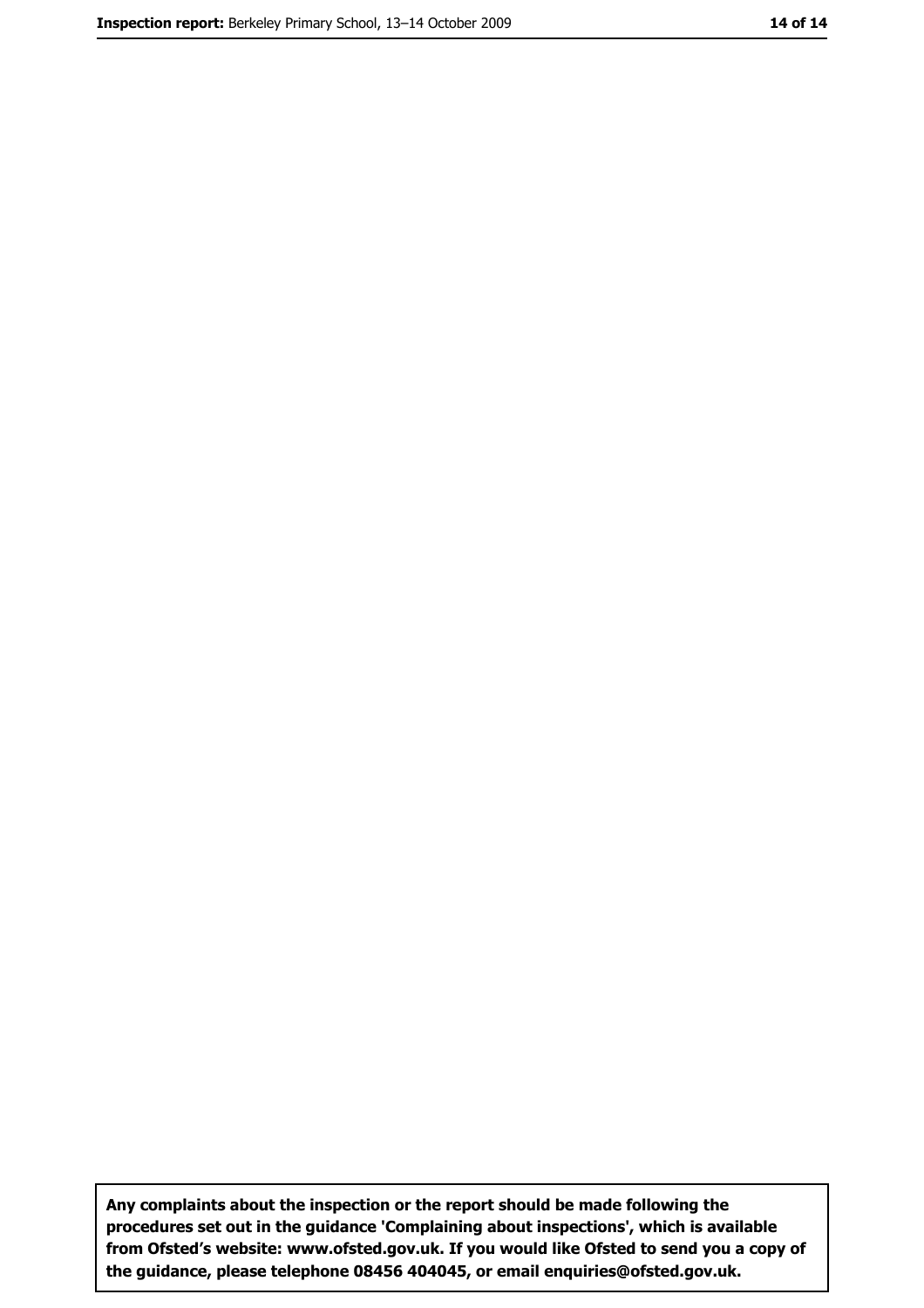**Any complaints about the inspection or the report should be made following the procedures set out in the guidance 'Complaining about inspections', which is available from Ofsted's website: www.ofsted.gov.uk. If you would like Ofsted to send you a copy of the guidance, please telephone 08456 404045, or email enquiries@ofsted.gov.uk.**